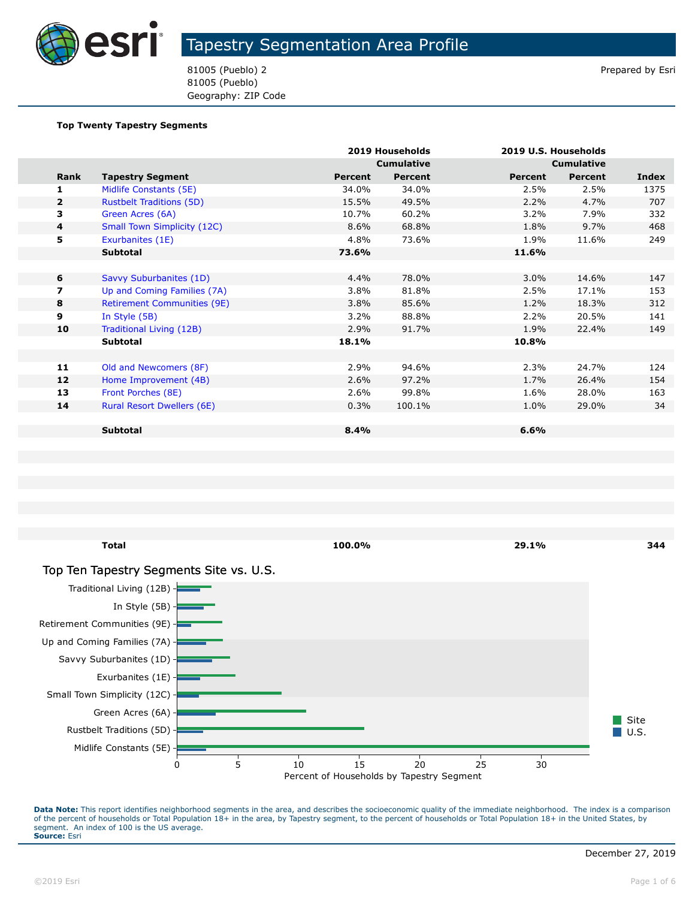# Tapestry Segmentation Area Profile

81005 (Pueblo) 2
81005 (Pueblo)
Geography: ZIP Code

Prepared by Esri

**Top Twenty Tapestry Segments**

| | | 2019 Households | | 2019 U.S. Households | | |
|---|---|---|---|---|---|---|
| | | | Cumulative | | Cumulative | |
| **Rank** | **Tapestry Segment** | **Percent** | **Percent** | **Percent** | **Percent** | **Index** |
| 1 | Midlife Constants (5E) | 34.0% | 34.0% | 2.5% | 2.5% | 1375 |
| 2 | Rustbelt Traditions (5D) | 15.5% | 49.5% | 2.2% | 4.7% | 707 |
| 3 | Green Acres (6A) | 10.7% | 60.2% | 3.2% | 7.9% | 332 |
| 4 | Small Town Simplicity (12C) | 8.6% | 68.8% | 1.8% | 9.7% | 468 |
| 5 | Exurbanites (1E) | 4.8% | 73.6% | 1.9% | 11.6% | 249 |
| | **Subtotal** | **73.6%** | | **11.6%** | | |
| 6 | Savvy Suburbanites (1D) | 4.4% | 78.0% | 3.0% | 14.6% | 147 |
| 7 | Up and Coming Families (7A) | 3.8% | 81.8% | 2.5% | 17.1% | 153 |
| 8 | Retirement Communities (9E) | 3.8% | 85.6% | 1.2% | 18.3% | 312 |
| 9 | In Style (5B) | 3.2% | 88.8% | 2.2% | 20.5% | 141 |
| 10 | Traditional Living (12B) | 2.9% | 91.7% | 1.9% | 22.4% | 149 |
| | **Subtotal** | **18.1%** | | **10.8%** | | |
| 11 | Old and Newcomers (8F) | 2.9% | 94.6% | 2.3% | 24.7% | 124 |
| 12 | Home Improvement (4B) | 2.6% | 97.2% | 1.7% | 26.4% | 154 |
| 13 | Front Porches (8E) | 2.6% | 99.8% | 1.6% | 28.0% | 163 |
| 14 | Rural Resort Dwellers (6E) | 0.3% | 100.1% | 1.0% | 29.0% | 34 |
| | **Subtotal** | **8.4%** | | **6.6%** | | |
| | **Total** | **100.0%** | | **29.1%** | | **344** |

## Top Ten Tapestry Segments Site vs. U.S.

| Tapestry Segment | Site | U.S. |
|---|---|---|
| Traditional Living (12B) | 2.9 | 1.9 |
| In Style (5B) | 3.2 | 2.2 |
| Retirement Communities (9E) | 3.8 | 1.2 |
| Up and Coming Families (7A) | 3.8 | 2.5 |
| Savvy Suburbanites (1D) | 4.4 | 3.0 |
| Exurbanites (1E) | 4.8 | 1.9 |
| Small Town Simplicity (12C) | 8.6 | 1.8 |
| Green Acres (6A) | 10.7 | 3.2 |
| Rustbelt Traditions (5D) | 15.5 | 2.2 |
| Midlife Constants (5E) | 34.0 | 2.5 |

Percent of Households by Tapestry Segment

**Data Note:** This report identifies neighborhood segments in the area, and describes the socioeconomic quality of the immediate neighborhood. The index is a comparison of the percent of households or Total Population 18+ in the area, by Tapestry segment, to the percent of households or Total Population 18+ in the United States, by segment. An index of 100 is the US average.
**Source:** Esri

December 27, 2019

©2019 Esri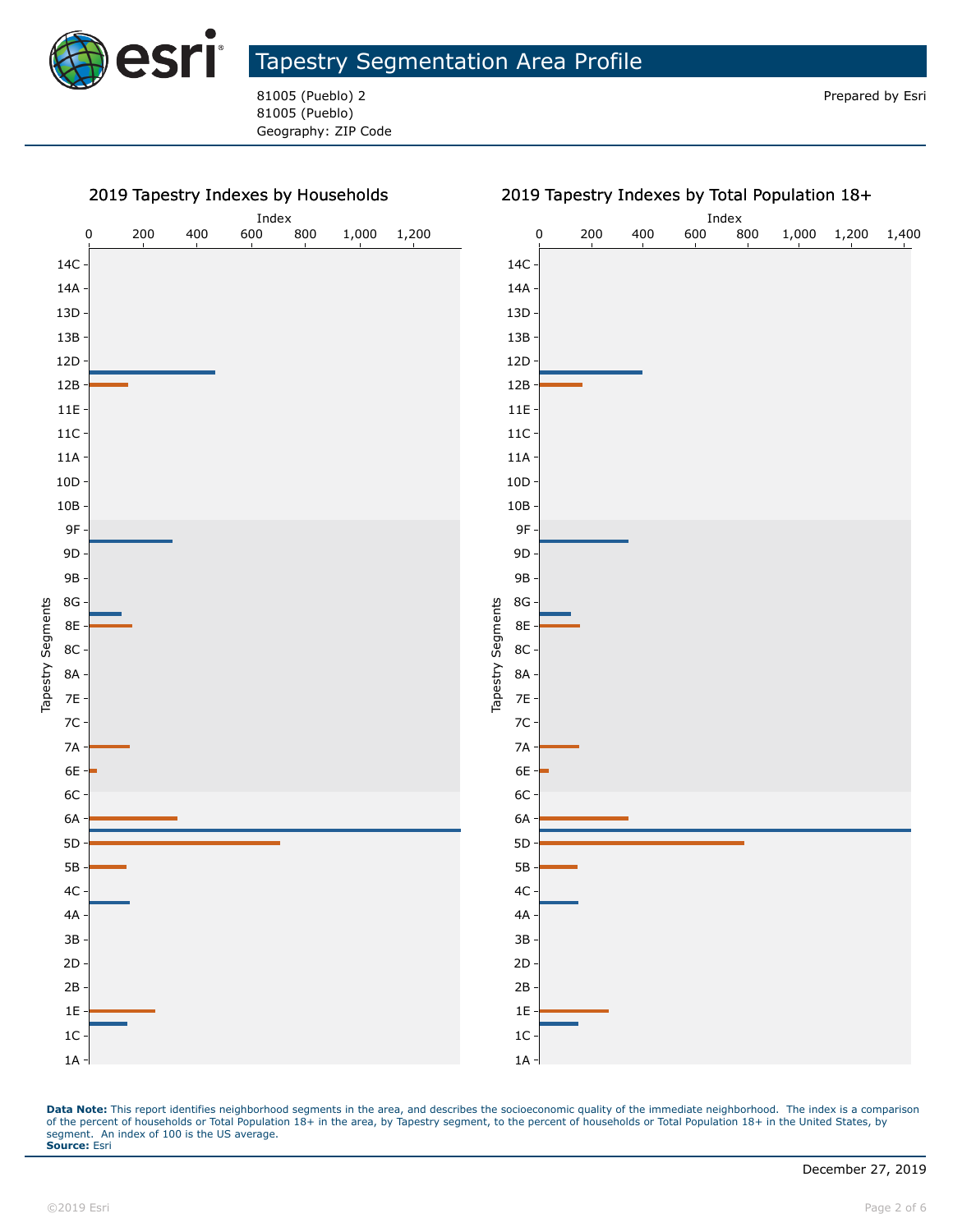# Tapestry Segmentation Area Profile

81005 (Pueblo) 2
81005 (Pueblo)
Geography: ZIP Code

Prepared by Esri

## 2019 Tapestry Indexes by Households

## 2019 Tapestry Indexes by Total Population 18+

**Data Note:** This report identifies neighborhood segments in the area, and describes the socioeconomic quality of the immediate neighborhood. The index is a comparison of the percent of households or Total Population 18+ in the area, by Tapestry segment, to the percent of households or Total Population 18+ in the United States, by segment. An index of 100 is the US average.
**Source:** Esri

December 27, 2019

©2019 Esri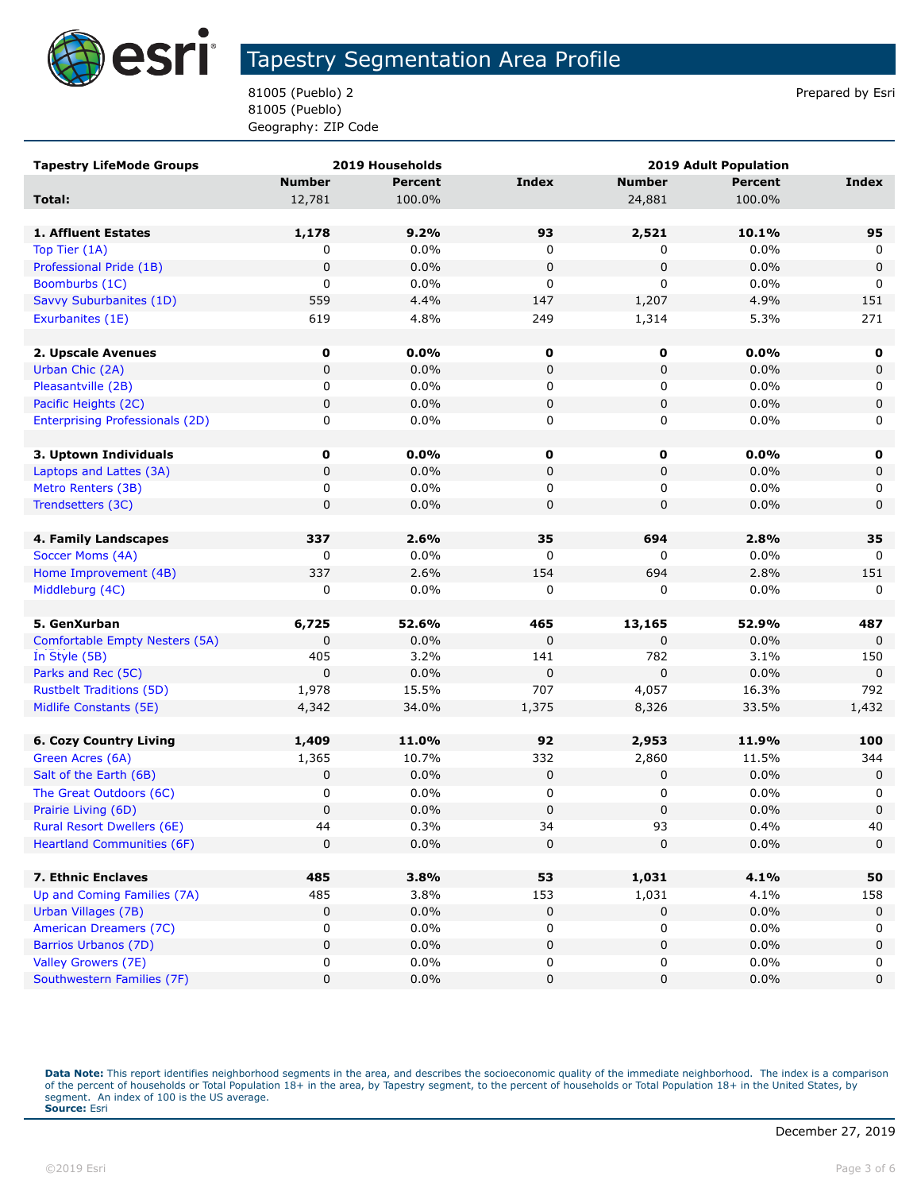# Tapestry Segmentation Area Profile

81005 (Pueblo) 2
81005 (Pueblo)
Geography: ZIP Code

Prepared by Esri

| Tapestry LifeMode Groups | 2019 Households | | | 2019 Adult Population | | |
|---|---|---|---|---|---|---|
| | Number | Percent | Index | Number | Percent | Index |
| **Total:** | 12,781 | 100.0% | | 24,881 | 100.0% | |
| | | | | | | |
| **1. Affluent Estates** | **1,178** | **9.2%** | **93** | **2,521** | **10.1%** | **95** |
| Top Tier (1A) | 0 | 0.0% | 0 | 0 | 0.0% | 0 |
| Professional Pride (1B) | 0 | 0.0% | 0 | 0 | 0.0% | 0 |
| Boomburbs (1C) | 0 | 0.0% | 0 | 0 | 0.0% | 0 |
| Savvy Suburbanites (1D) | 559 | 4.4% | 147 | 1,207 | 4.9% | 151 |
| Exurbanites (1E) | 619 | 4.8% | 249 | 1,314 | 5.3% | 271 |
| | | | | | | |
| **2. Upscale Avenues** | **0** | **0.0%** | **0** | **0** | **0.0%** | **0** |
| Urban Chic (2A) | 0 | 0.0% | 0 | 0 | 0.0% | 0 |
| Pleasantville (2B) | 0 | 0.0% | 0 | 0 | 0.0% | 0 |
| Pacific Heights (2C) | 0 | 0.0% | 0 | 0 | 0.0% | 0 |
| Enterprising Professionals (2D) | 0 | 0.0% | 0 | 0 | 0.0% | 0 |
| | | | | | | |
| **3. Uptown Individuals** | **0** | **0.0%** | **0** | **0** | **0.0%** | **0** |
| Laptops and Lattes (3A) | 0 | 0.0% | 0 | 0 | 0.0% | 0 |
| Metro Renters (3B) | 0 | 0.0% | 0 | 0 | 0.0% | 0 |
| Trendsetters (3C) | 0 | 0.0% | 0 | 0 | 0.0% | 0 |
| | | | | | | |
| **4. Family Landscapes** | **337** | **2.6%** | **35** | **694** | **2.8%** | **35** |
| Soccer Moms (4A) | 0 | 0.0% | 0 | 0 | 0.0% | 0 |
| Home Improvement (4B) | 337 | 2.6% | 154 | 694 | 2.8% | 151 |
| Middleburg (4C) | 0 | 0.0% | 0 | 0 | 0.0% | 0 |
| | | | | | | |
| **5. GenXurban** | **6,725** | **52.6%** | **465** | **13,165** | **52.9%** | **487** |
| Comfortable Empty Nesters (5A) | 0 | 0.0% | 0 | 0 | 0.0% | 0 |
| In Style (5B) | 405 | 3.2% | 141 | 782 | 3.1% | 150 |
| Parks and Rec (5C) | 0 | 0.0% | 0 | 0 | 0.0% | 0 |
| Rustbelt Traditions (5D) | 1,978 | 15.5% | 707 | 4,057 | 16.3% | 792 |
| Midlife Constants (5E) | 4,342 | 34.0% | 1,375 | 8,326 | 33.5% | 1,432 |
| | | | | | | |
| **6. Cozy Country Living** | **1,409** | **11.0%** | **92** | **2,953** | **11.9%** | **100** |
| Green Acres (6A) | 1,365 | 10.7% | 332 | 2,860 | 11.5% | 344 |
| Salt of the Earth (6B) | 0 | 0.0% | 0 | 0 | 0.0% | 0 |
| The Great Outdoors (6C) | 0 | 0.0% | 0 | 0 | 0.0% | 0 |
| Prairie Living (6D) | 0 | 0.0% | 0 | 0 | 0.0% | 0 |
| Rural Resort Dwellers (6E) | 44 | 0.3% | 34 | 93 | 0.4% | 40 |
| Heartland Communities (6F) | 0 | 0.0% | 0 | 0 | 0.0% | 0 |
| | | | | | | |
| **7. Ethnic Enclaves** | **485** | **3.8%** | **53** | **1,031** | **4.1%** | **50** |
| Up and Coming Families (7A) | 485 | 3.8% | 153 | 1,031 | 4.1% | 158 |
| Urban Villages (7B) | 0 | 0.0% | 0 | 0 | 0.0% | 0 |
| American Dreamers (7C) | 0 | 0.0% | 0 | 0 | 0.0% | 0 |
| Barrios Urbanos (7D) | 0 | 0.0% | 0 | 0 | 0.0% | 0 |
| Valley Growers (7E) | 0 | 0.0% | 0 | 0 | 0.0% | 0 |
| Southwestern Families (7F) | 0 | 0.0% | 0 | 0 | 0.0% | 0 |

**Data Note:** This report identifies neighborhood segments in the area, and describes the socioeconomic quality of the immediate neighborhood. The index is a comparison of the percent of households or Total Population 18+ in the area, by Tapestry segment, to the percent of households or Total Population 18+ in the United States, by segment. An index of 100 is the US average.
**Source:** Esri

December 27, 2019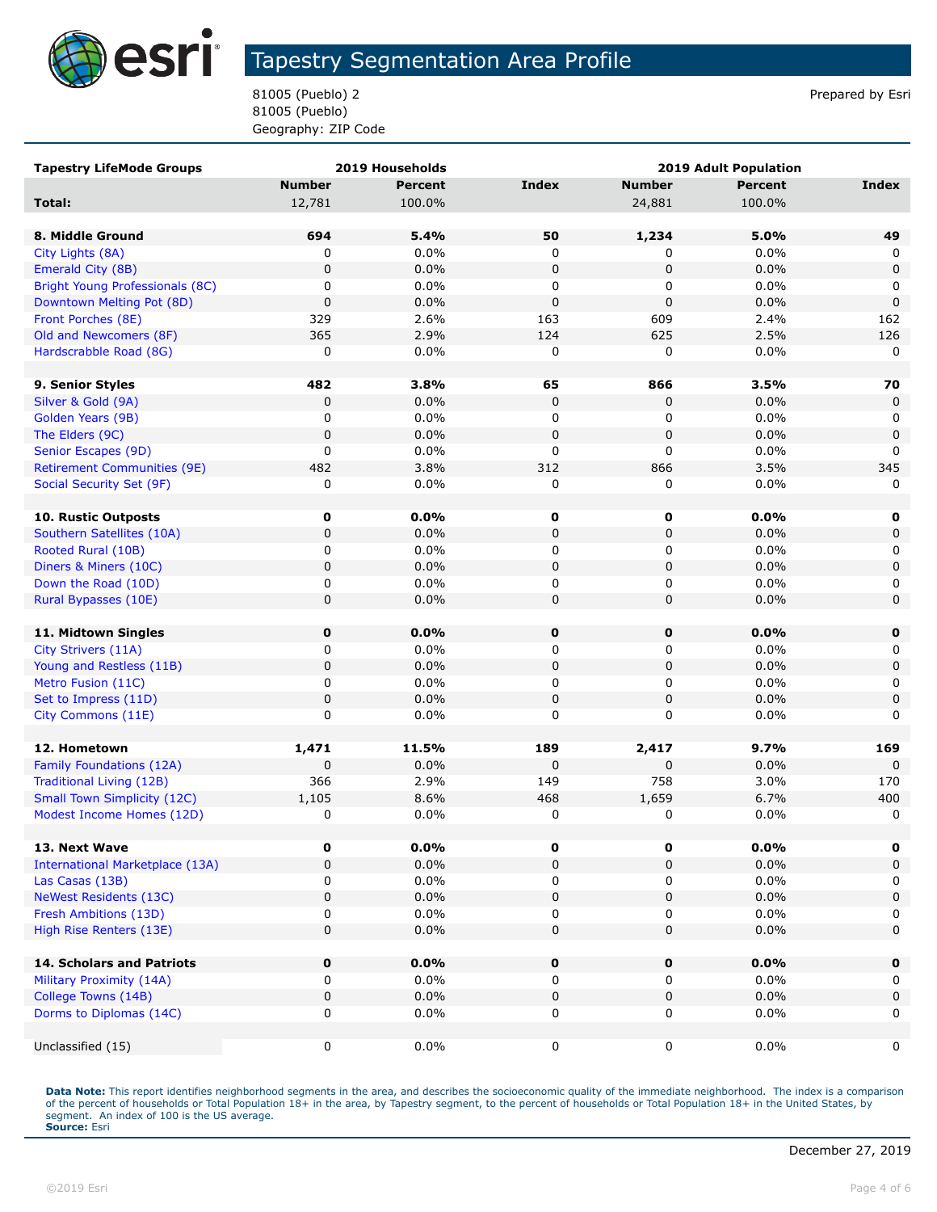# Tapestry Segmentation Area Profile

81005 (Pueblo) 2
81005 (Pueblo)
Geography: ZIP Code

Prepared by Esri

| Tapestry LifeMode Groups | 2019 Households | | | 2019 Adult Population | | |
|---|---|---|---|---|---|---|
| | Number | Percent | Index | Number | Percent | Index |
| **Total:** | 12,781 | 100.0% | | 24,881 | 100.0% | |
| | | | | | | |
| **8. Middle Ground** | **694** | **5.4%** | **50** | **1,234** | **5.0%** | **49** |
| City Lights (8A) | 0 | 0.0% | 0 | 0 | 0.0% | 0 |
| Emerald City (8B) | 0 | 0.0% | 0 | 0 | 0.0% | 0 |
| Bright Young Professionals (8C) | 0 | 0.0% | 0 | 0 | 0.0% | 0 |
| Downtown Melting Pot (8D) | 0 | 0.0% | 0 | 0 | 0.0% | 0 |
| Front Porches (8E) | 329 | 2.6% | 163 | 609 | 2.4% | 162 |
| Old and Newcomers (8F) | 365 | 2.9% | 124 | 625 | 2.5% | 126 |
| Hardscrabble Road (8G) | 0 | 0.0% | 0 | 0 | 0.0% | 0 |
| | | | | | | |
| **9. Senior Styles** | **482** | **3.8%** | **65** | **866** | **3.5%** | **70** |
| Silver & Gold (9A) | 0 | 0.0% | 0 | 0 | 0.0% | 0 |
| Golden Years (9B) | 0 | 0.0% | 0 | 0 | 0.0% | 0 |
| The Elders (9C) | 0 | 0.0% | 0 | 0 | 0.0% | 0 |
| Senior Escapes (9D) | 0 | 0.0% | 0 | 0 | 0.0% | 0 |
| Retirement Communities (9E) | 482 | 3.8% | 312 | 866 | 3.5% | 345 |
| Social Security Set (9F) | 0 | 0.0% | 0 | 0 | 0.0% | 0 |
| | | | | | | |
| **10. Rustic Outposts** | **0** | **0.0%** | **0** | **0** | **0.0%** | **0** |
| Southern Satellites (10A) | 0 | 0.0% | 0 | 0 | 0.0% | 0 |
| Rooted Rural (10B) | 0 | 0.0% | 0 | 0 | 0.0% | 0 |
| Diners & Miners (10C) | 0 | 0.0% | 0 | 0 | 0.0% | 0 |
| Down the Road (10D) | 0 | 0.0% | 0 | 0 | 0.0% | 0 |
| Rural Bypasses (10E) | 0 | 0.0% | 0 | 0 | 0.0% | 0 |
| | | | | | | |
| **11. Midtown Singles** | **0** | **0.0%** | **0** | **0** | **0.0%** | **0** |
| City Strivers (11A) | 0 | 0.0% | 0 | 0 | 0.0% | 0 |
| Young and Restless (11B) | 0 | 0.0% | 0 | 0 | 0.0% | 0 |
| Metro Fusion (11C) | 0 | 0.0% | 0 | 0 | 0.0% | 0 |
| Set to Impress (11D) | 0 | 0.0% | 0 | 0 | 0.0% | 0 |
| City Commons (11E) | 0 | 0.0% | 0 | 0 | 0.0% | 0 |
| | | | | | | |
| **12. Hometown** | **1,471** | **11.5%** | **189** | **2,417** | **9.7%** | **169** |
| Family Foundations (12A) | 0 | 0.0% | 0 | 0 | 0.0% | 0 |
| Traditional Living (12B) | 366 | 2.9% | 149 | 758 | 3.0% | 170 |
| Small Town Simplicity (12C) | 1,105 | 8.6% | 468 | 1,659 | 6.7% | 400 |
| Modest Income Homes (12D) | 0 | 0.0% | 0 | 0 | 0.0% | 0 |
| | | | | | | |
| **13. Next Wave** | **0** | **0.0%** | **0** | **0** | **0.0%** | **0** |
| International Marketplace (13A) | 0 | 0.0% | 0 | 0 | 0.0% | 0 |
| Las Casas (13B) | 0 | 0.0% | 0 | 0 | 0.0% | 0 |
| NeWest Residents (13C) | 0 | 0.0% | 0 | 0 | 0.0% | 0 |
| Fresh Ambitions (13D) | 0 | 0.0% | 0 | 0 | 0.0% | 0 |
| High Rise Renters (13E) | 0 | 0.0% | 0 | 0 | 0.0% | 0 |
| | | | | | | |
| **14. Scholars and Patriots** | **0** | **0.0%** | **0** | **0** | **0.0%** | **0** |
| Military Proximity (14A) | 0 | 0.0% | 0 | 0 | 0.0% | 0 |
| College Towns (14B) | 0 | 0.0% | 0 | 0 | 0.0% | 0 |
| Dorms to Diplomas (14C) | 0 | 0.0% | 0 | 0 | 0.0% | 0 |
| | | | | | | |
| Unclassified (15) | 0 | 0.0% | 0 | 0 | 0.0% | 0 |

**Data Note:** This report identifies neighborhood segments in the area, and describes the socioeconomic quality of the immediate neighborhood. The index is a comparison of the percent of households or Total Population 18+ in the area, by Tapestry segment, to the percent of households or Total Population 18+ in the United States, by segment. An index of 100 is the US average.
**Source:** Esri

December 27, 2019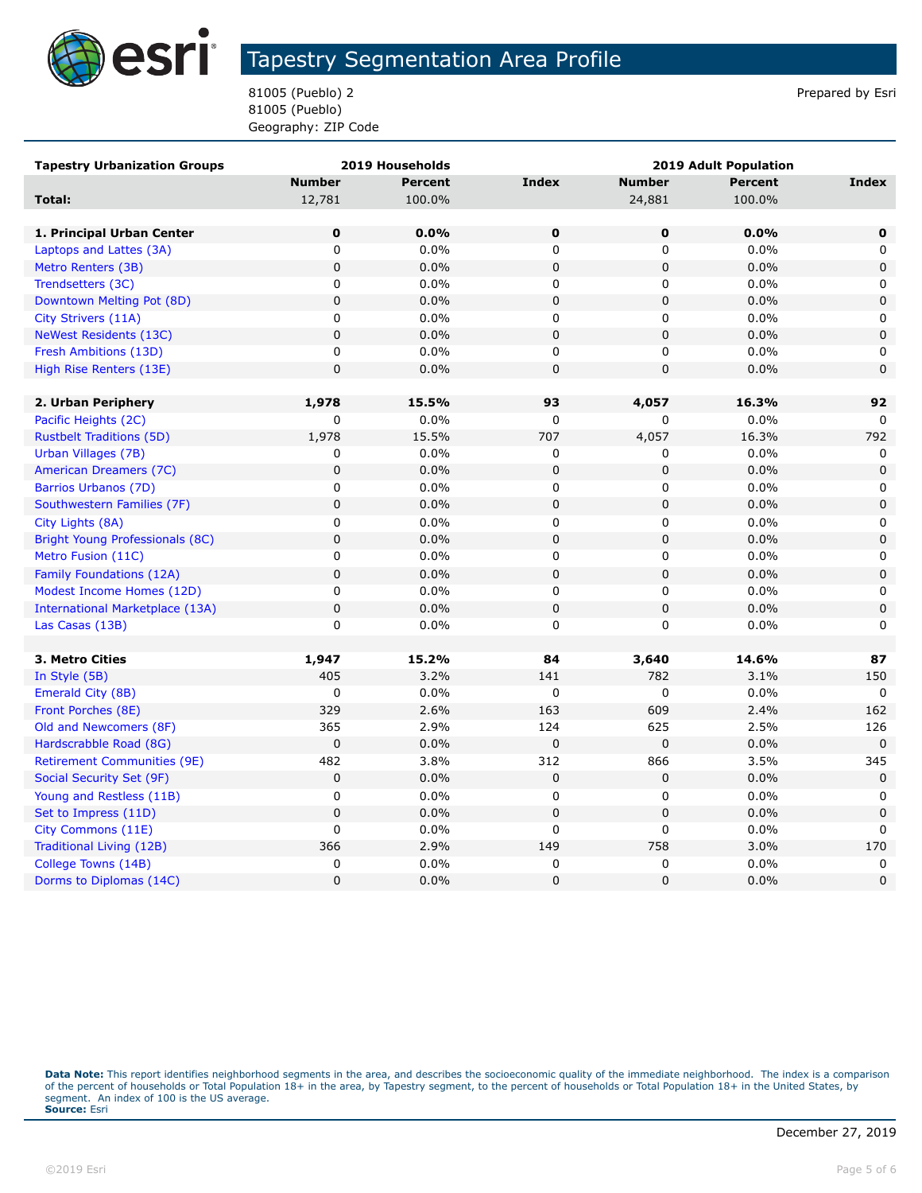# Tapestry Segmentation Area Profile

81005 (Pueblo) 2
81005 (Pueblo)
Geography: ZIP Code

Prepared by Esri

| Tapestry Urbanization Groups | 2019 Households | | | 2019 Adult Population | | |
|---|---|---|---|---|---|---|
| | Number | Percent | Index | Number | Percent | Index |
| **Total:** | 12,781 | 100.0% | | 24,881 | 100.0% | |
| | | | | | | |
| **1. Principal Urban Center** | **0** | **0.0%** | **0** | **0** | **0.0%** | **0** |
| Laptops and Lattes (3A) | 0 | 0.0% | 0 | 0 | 0.0% | 0 |
| Metro Renters (3B) | 0 | 0.0% | 0 | 0 | 0.0% | 0 |
| Trendsetters (3C) | 0 | 0.0% | 0 | 0 | 0.0% | 0 |
| Downtown Melting Pot (8D) | 0 | 0.0% | 0 | 0 | 0.0% | 0 |
| City Strivers (11A) | 0 | 0.0% | 0 | 0 | 0.0% | 0 |
| NeWest Residents (13C) | 0 | 0.0% | 0 | 0 | 0.0% | 0 |
| Fresh Ambitions (13D) | 0 | 0.0% | 0 | 0 | 0.0% | 0 |
| High Rise Renters (13E) | 0 | 0.0% | 0 | 0 | 0.0% | 0 |
| | | | | | | |
| **2. Urban Periphery** | **1,978** | **15.5%** | **93** | **4,057** | **16.3%** | **92** |
| Pacific Heights (2C) | 0 | 0.0% | 0 | 0 | 0.0% | 0 |
| Rustbelt Traditions (5D) | 1,978 | 15.5% | 707 | 4,057 | 16.3% | 792 |
| Urban Villages (7B) | 0 | 0.0% | 0 | 0 | 0.0% | 0 |
| American Dreamers (7C) | 0 | 0.0% | 0 | 0 | 0.0% | 0 |
| Barrios Urbanos (7D) | 0 | 0.0% | 0 | 0 | 0.0% | 0 |
| Southwestern Families (7F) | 0 | 0.0% | 0 | 0 | 0.0% | 0 |
| City Lights (8A) | 0 | 0.0% | 0 | 0 | 0.0% | 0 |
| Bright Young Professionals (8C) | 0 | 0.0% | 0 | 0 | 0.0% | 0 |
| Metro Fusion (11C) | 0 | 0.0% | 0 | 0 | 0.0% | 0 |
| Family Foundations (12A) | 0 | 0.0% | 0 | 0 | 0.0% | 0 |
| Modest Income Homes (12D) | 0 | 0.0% | 0 | 0 | 0.0% | 0 |
| International Marketplace (13A) | 0 | 0.0% | 0 | 0 | 0.0% | 0 |
| Las Casas (13B) | 0 | 0.0% | 0 | 0 | 0.0% | 0 |
| | | | | | | |
| **3. Metro Cities** | **1,947** | **15.2%** | **84** | **3,640** | **14.6%** | **87** |
| In Style (5B) | 405 | 3.2% | 141 | 782 | 3.1% | 150 |
| Emerald City (8B) | 0 | 0.0% | 0 | 0 | 0.0% | 0 |
| Front Porches (8E) | 329 | 2.6% | 163 | 609 | 2.4% | 162 |
| Old and Newcomers (8F) | 365 | 2.9% | 124 | 625 | 2.5% | 126 |
| Hardscrabble Road (8G) | 0 | 0.0% | 0 | 0 | 0.0% | 0 |
| Retirement Communities (9E) | 482 | 3.8% | 312 | 866 | 3.5% | 345 |
| Social Security Set (9F) | 0 | 0.0% | 0 | 0 | 0.0% | 0 |
| Young and Restless (11B) | 0 | 0.0% | 0 | 0 | 0.0% | 0 |
| Set to Impress (11D) | 0 | 0.0% | 0 | 0 | 0.0% | 0 |
| City Commons (11E) | 0 | 0.0% | 0 | 0 | 0.0% | 0 |
| Traditional Living (12B) | 366 | 2.9% | 149 | 758 | 3.0% | 170 |
| College Towns (14B) | 0 | 0.0% | 0 | 0 | 0.0% | 0 |
| Dorms to Diplomas (14C) | 0 | 0.0% | 0 | 0 | 0.0% | 0 |

**Data Note:** This report identifies neighborhood segments in the area, and describes the socioeconomic quality of the immediate neighborhood. The index is a comparison of the percent of households or Total Population 18+ in the area, by Tapestry segment, to the percent of households or Total Population 18+ in the United States, by segment. An index of 100 is the US average.
**Source:** Esri

December 27, 2019

©2019 Esri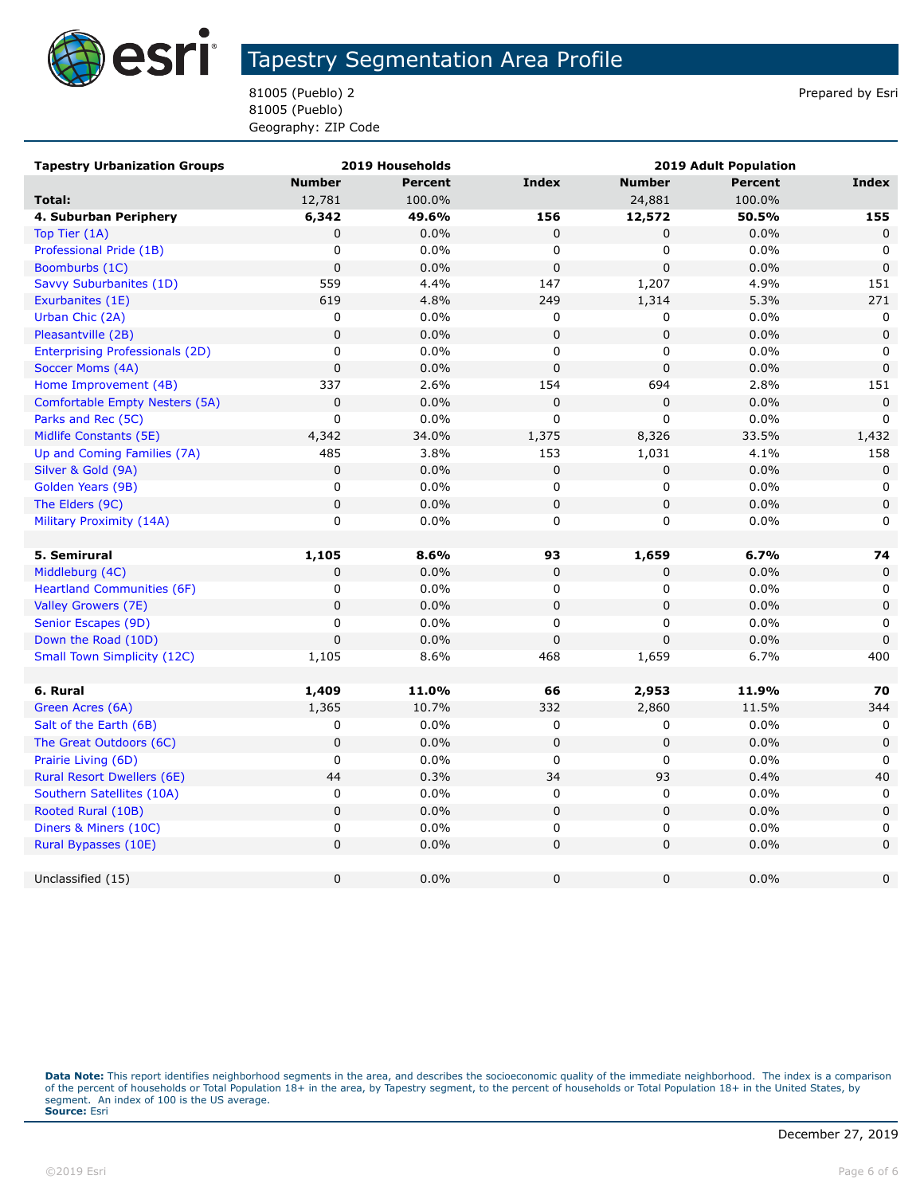# Tapestry Segmentation Area Profile

81005 (Pueblo) 2
81005 (Pueblo)
Geography: ZIP Code

Prepared by Esri

| Tapestry Urbanization Groups | 2019 Households | | | 2019 Adult Population | | |
|---|---|---|---|---|---|---|
| | Number | Percent | Index | Number | Percent | Index |
| **Total:** | 12,781 | 100.0% | | 24,881 | 100.0% | |
| **4. Suburban Periphery** | **6,342** | **49.6%** | **156** | **12,572** | **50.5%** | **155** |
| Top Tier (1A) | 0 | 0.0% | 0 | 0 | 0.0% | 0 |
| Professional Pride (1B) | 0 | 0.0% | 0 | 0 | 0.0% | 0 |
| Boomburbs (1C) | 0 | 0.0% | 0 | 0 | 0.0% | 0 |
| Savvy Suburbanites (1D) | 559 | 4.4% | 147 | 1,207 | 4.9% | 151 |
| Exurbanites (1E) | 619 | 4.8% | 249 | 1,314 | 5.3% | 271 |
| Urban Chic (2A) | 0 | 0.0% | 0 | 0 | 0.0% | 0 |
| Pleasantville (2B) | 0 | 0.0% | 0 | 0 | 0.0% | 0 |
| Enterprising Professionals (2D) | 0 | 0.0% | 0 | 0 | 0.0% | 0 |
| Soccer Moms (4A) | 0 | 0.0% | 0 | 0 | 0.0% | 0 |
| Home Improvement (4B) | 337 | 2.6% | 154 | 694 | 2.8% | 151 |
| Comfortable Empty Nesters (5A) | 0 | 0.0% | 0 | 0 | 0.0% | 0 |
| Parks and Rec (5C) | 0 | 0.0% | 0 | 0 | 0.0% | 0 |
| Midlife Constants (5E) | 4,342 | 34.0% | 1,375 | 8,326 | 33.5% | 1,432 |
| Up and Coming Families (7A) | 485 | 3.8% | 153 | 1,031 | 4.1% | 158 |
| Silver & Gold (9A) | 0 | 0.0% | 0 | 0 | 0.0% | 0 |
| Golden Years (9B) | 0 | 0.0% | 0 | 0 | 0.0% | 0 |
| The Elders (9C) | 0 | 0.0% | 0 | 0 | 0.0% | 0 |
| Military Proximity (14A) | 0 | 0.0% | 0 | 0 | 0.0% | 0 |
| | | | | | | |
| **5. Semirural** | **1,105** | **8.6%** | **93** | **1,659** | **6.7%** | **74** |
| Middleburg (4C) | 0 | 0.0% | 0 | 0 | 0.0% | 0 |
| Heartland Communities (6F) | 0 | 0.0% | 0 | 0 | 0.0% | 0 |
| Valley Growers (7E) | 0 | 0.0% | 0 | 0 | 0.0% | 0 |
| Senior Escapes (9D) | 0 | 0.0% | 0 | 0 | 0.0% | 0 |
| Down the Road (10D) | 0 | 0.0% | 0 | 0 | 0.0% | 0 |
| Small Town Simplicity (12C) | 1,105 | 8.6% | 468 | 1,659 | 6.7% | 400 |
| | | | | | | |
| **6. Rural** | **1,409** | **11.0%** | **66** | **2,953** | **11.9%** | **70** |
| Green Acres (6A) | 1,365 | 10.7% | 332 | 2,860 | 11.5% | 344 |
| Salt of the Earth (6B) | 0 | 0.0% | 0 | 0 | 0.0% | 0 |
| The Great Outdoors (6C) | 0 | 0.0% | 0 | 0 | 0.0% | 0 |
| Prairie Living (6D) | 0 | 0.0% | 0 | 0 | 0.0% | 0 |
| Rural Resort Dwellers (6E) | 44 | 0.3% | 34 | 93 | 0.4% | 40 |
| Southern Satellites (10A) | 0 | 0.0% | 0 | 0 | 0.0% | 0 |
| Rooted Rural (10B) | 0 | 0.0% | 0 | 0 | 0.0% | 0 |
| Diners & Miners (10C) | 0 | 0.0% | 0 | 0 | 0.0% | 0 |
| Rural Bypasses (10E) | 0 | 0.0% | 0 | 0 | 0.0% | 0 |
| | | | | | | |
| Unclassified (15) | 0 | 0.0% | 0 | 0 | 0.0% | 0 |

**Data Note:** This report identifies neighborhood segments in the area, and describes the socioeconomic quality of the immediate neighborhood. The index is a comparison of the percent of households or Total Population 18+ in the area, by Tapestry segment, to the percent of households or Total Population 18+ in the United States, by segment. An index of 100 is the US average.
**Source:** Esri

December 27, 2019